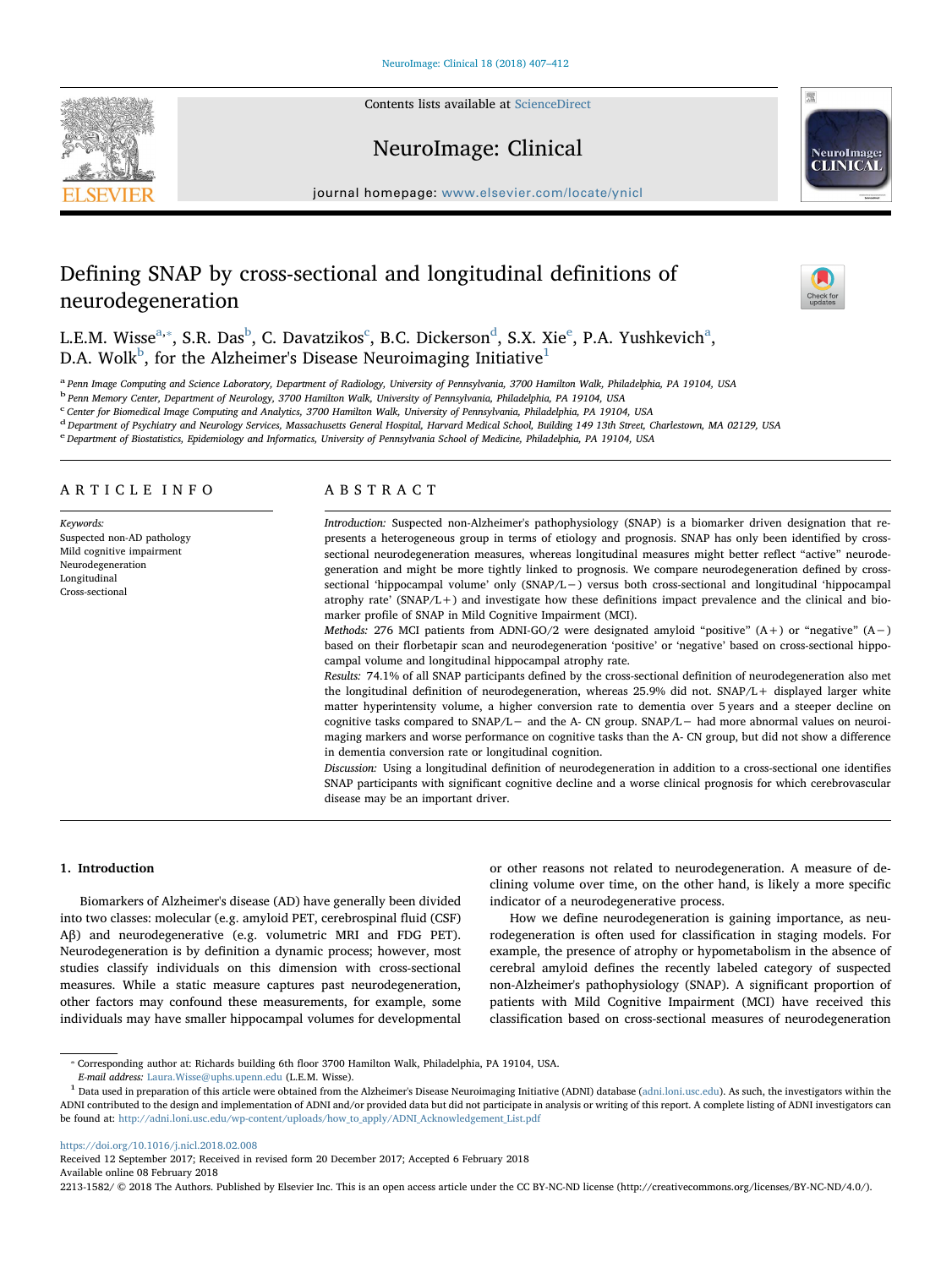# Defining SNAP by cross-sectional and longitudinal definitions of neurodegeneration

L.E.M. Wisse[a,*], S.R. Das[b], C. Davatzikos[c], B.C. Dickerson[d], S.X. Xie[e], P.A. Yushkevich[a], D.A. Wolk[b], for the Alzheimer's Disease Neuroimaging Initiative[1]

[a] Penn Image Computing and Science Laboratory, Department of Radiology, University of Pennsylvania, 3700 Hamilton Walk, Philadelphia, PA 19104, USA
[b] Penn Memory Center, Department of Neurology, 3700 Hamilton Walk, University of Pennsylvania, Philadelphia, PA 19104, USA
[c] Center for Biomedical Image Computing and Analytics, 3700 Hamilton Walk, University of Pennsylvania, Philadelphia, PA 19104, USA
[d] Department of Psychiatry and Neurology Services, Massachusetts General Hospital, Harvard Medical School, Building 149 13th Street, Charlestown, MA 02129, USA
[e] Department of Biostatistics, Epidemiology and Informatics, University of Pennsylvania School of Medicine, Philadelphia, PA 19104, USA

## ARTICLE INFO

*Keywords:*
Suspected non-AD pathology
Mild cognitive impairment
Neurodegeneration
Longitudinal
Cross-sectional

## ABSTRACT

*Introduction:* Suspected non-Alzheimer's pathophysiology (SNAP) is a biomarker driven designation that represents a heterogeneous group in terms of etiology and prognosis. SNAP has only been identified by cross-sectional neurodegeneration measures, whereas longitudinal measures might better reflect "active" neurodegeneration and might be more tightly linked to prognosis. We compare neurodegeneration defined by cross-sectional 'hippocampal volume' only (SNAP/L−) versus both cross-sectional and longitudinal 'hippocampal atrophy rate' (SNAP/L+) and investigate how these definitions impact prevalence and the clinical and biomarker profile of SNAP in Mild Cognitive Impairment (MCI).

*Methods:* 276 MCI patients from ADNI-GO/2 were designated amyloid "positive" (A+) or "negative" (A−) based on their florbetapir scan and neurodegeneration 'positive' or 'negative' based on cross-sectional hippocampal volume and longitudinal hippocampal atrophy rate.

*Results:* 74.1% of all SNAP participants defined by the cross-sectional definition of neurodegeneration also met the longitudinal definition of neurodegeneration, whereas 25.9% did not. SNAP/L+ displayed larger white matter hyperintensity volume, a higher conversion rate to dementia over 5 years and a steeper decline on cognitive tasks compared to SNAP/L− and the A- CN group. SNAP/L− had more abnormal values on neuroimaging markers and worse performance on cognitive tasks than the A- CN group, but did not show a difference in dementia conversion rate or longitudinal cognition.

*Discussion:* Using a longitudinal definition of neurodegeneration in addition to a cross-sectional one identifies SNAP participants with significant cognitive decline and a worse clinical prognosis for which cerebrovascular disease may be an important driver.

## 1. Introduction

Biomarkers of Alzheimer's disease (AD) have generally been divided into two classes: molecular (e.g. amyloid PET, cerebrospinal fluid (CSF) Aβ) and neurodegenerative (e.g. volumetric MRI and FDG PET). Neurodegeneration is by definition a dynamic process; however, most studies classify individuals on this dimension with cross-sectional measures. While a static measure captures past neurodegeneration, other factors may confound these measurements, for example, some individuals may have smaller hippocampal volumes for developmental or other reasons not related to neurodegeneration. A measure of declining volume over time, on the other hand, is likely a more specific indicator of a neurodegenerative process.

How we define neurodegeneration is gaining importance, as neurodegeneration is often used for classification in staging models. For example, the presence of atrophy or hypometabolism in the absence of cerebral amyloid defines the recently labeled category of suspected non-Alzheimer's pathophysiology (SNAP). A significant proportion of patients with Mild Cognitive Impairment (MCI) have received this classification based on cross-sectional measures of neurodegeneration

---

\* Corresponding author at: Richards building 6th floor 3700 Hamilton Walk, Philadelphia, PA 19104, USA.
*E-mail address:* Laura.Wisse@uphs.upenn.edu (L.E.M. Wisse).

[1] Data used in preparation of this article were obtained from the Alzheimer's Disease Neuroimaging Initiative (ADNI) database (adni.loni.usc.edu). As such, the investigators within the ADNI contributed to the design and implementation of ADNI and/or provided data but did not participate in analysis or writing of this report. A complete listing of ADNI investigators can be found at: http://adni.loni.usc.edu/wp-content/uploads/how_to_apply/ADNI_Acknowledgement_List.pdf

https://doi.org/10.1016/j.nicl.2018.02.008
Received 12 September 2017; Received in revised form 20 December 2017; Accepted 6 February 2018
Available online 08 February 2018
2213-1582/ © 2018 The Authors. Published by Elsevier Inc. This is an open access article under the CC BY-NC-ND license (http://creativecommons.org/licenses/BY-NC-ND/4.0/).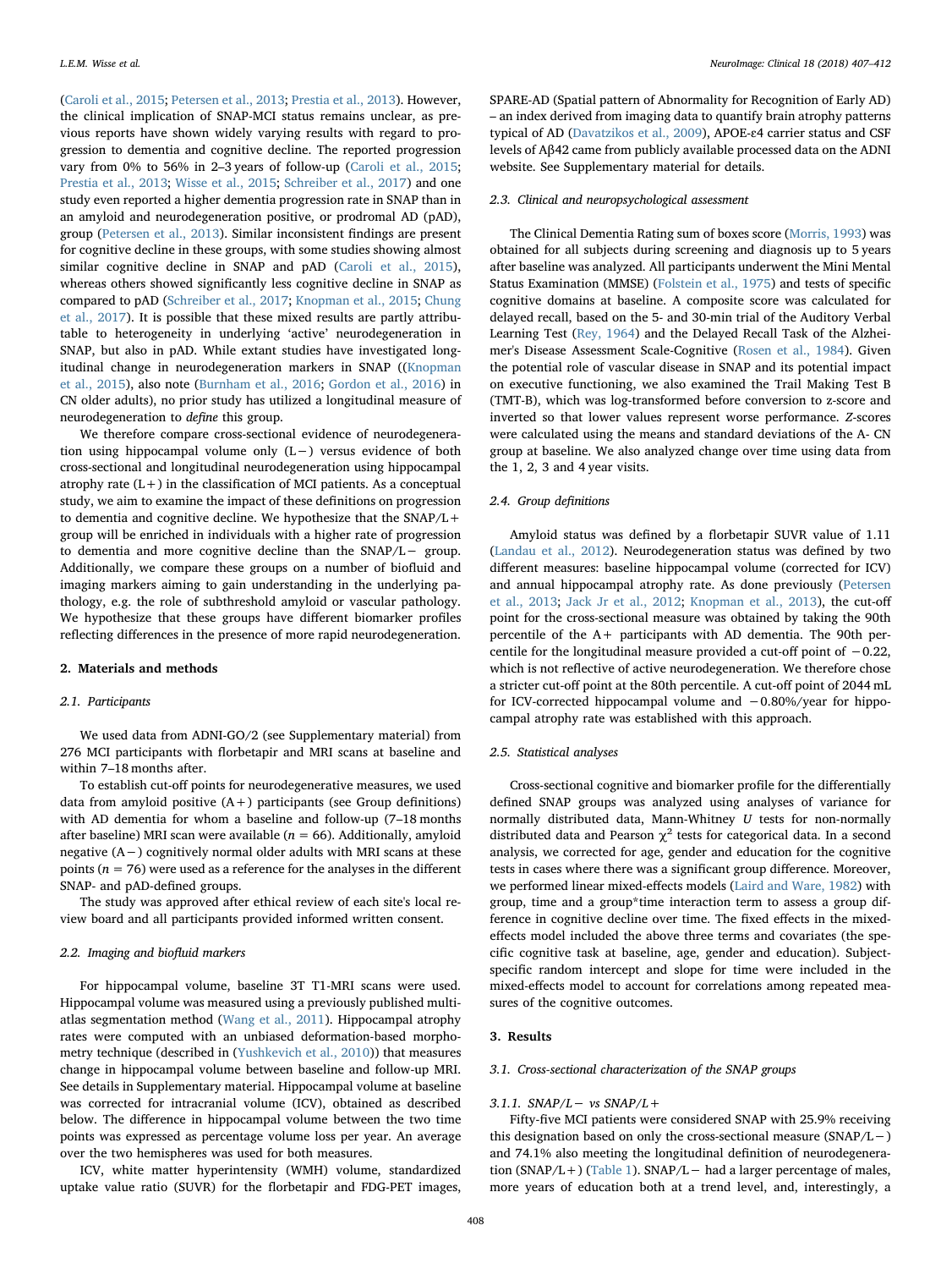(Caroli et al., 2015; Petersen et al., 2013; Prestia et al., 2013). However, the clinical implication of SNAP-MCI status remains unclear, as previous reports have shown widely varying results with regard to progression to dementia and cognitive decline. The reported progression vary from 0% to 56% in 2–3 years of follow-up (Caroli et al., 2015; Prestia et al., 2013; Wisse et al., 2015; Schreiber et al., 2017) and one study even reported a higher dementia progression rate in SNAP than in an amyloid and neurodegeneration positive, or prodromal AD (pAD), group (Petersen et al., 2013). Similar inconsistent findings are present for cognitive decline in these groups, with some studies showing almost similar cognitive decline in SNAP and pAD (Caroli et al., 2015), whereas others showed significantly less cognitive decline in SNAP as compared to pAD (Schreiber et al., 2017; Knopman et al., 2015; Chung et al., 2017). It is possible that these mixed results are partly attributable to heterogeneity in underlying 'active' neurodegeneration in SNAP, but also in pAD. While extant studies have investigated longitudinal change in neurodegeneration markers in SNAP ((Knopman et al., 2015), also note (Burnham et al., 2016; Gordon et al., 2016) in CN older adults), no prior study has utilized a longitudinal measure of neurodegeneration to *define* this group.

We therefore compare cross-sectional evidence of neurodegeneration using hippocampal volume only (L−) versus evidence of both cross-sectional and longitudinal neurodegeneration using hippocampal atrophy rate (L+) in the classification of MCI patients. As a conceptual study, we aim to examine the impact of these definitions on progression to dementia and cognitive decline. We hypothesize that the SNAP/L+ group will be enriched in individuals with a higher rate of progression to dementia and more cognitive decline than the SNAP/L− group. Additionally, we compare these groups on a number of biofluid and imaging markers aiming to gain understanding in the underlying pathology, e.g. the role of subthreshold amyloid or vascular pathology. We hypothesize that these groups have different biomarker profiles reflecting differences in the presence of more rapid neurodegeneration.

## 2. Materials and methods

### 2.1. Participants

We used data from ADNI-GO/2 (see Supplementary material) from 276 MCI participants with florbetapir and MRI scans at baseline and within 7–18 months after.

To establish cut-off points for neurodegenerative measures, we used data from amyloid positive (A+) participants (see Group definitions) with AD dementia for whom a baseline and follow-up (7–18 months after baseline) MRI scan were available ($n = 66$). Additionally, amyloid negative (A−) cognitively normal older adults with MRI scans at these points ($n = 76$) were used as a reference for the analyses in the different SNAP- and pAD-defined groups.

The study was approved after ethical review of each site's local review board and all participants provided informed written consent.

### 2.2. Imaging and biofluid markers

For hippocampal volume, baseline 3T T1-MRI scans were used. Hippocampal volume was measured using a previously published multi-atlas segmentation method (Wang et al., 2011). Hippocampal atrophy rates were computed with an unbiased deformation-based morphometry technique (described in (Yushkevich et al., 2010)) that measures change in hippocampal volume between baseline and follow-up MRI. See details in Supplementary material. Hippocampal volume at baseline was corrected for intracranial volume (ICV), obtained as described below. The difference in hippocampal volume between the two time points was expressed as percentage volume loss per year. An average over the two hemispheres was used for both measures.

ICV, white matter hyperintensity (WMH) volume, standardized uptake value ratio (SUVR) for the florbetapir and FDG-PET images, SPARE-AD (Spatial pattern of Abnormality for Recognition of Early AD) – an index derived from imaging data to quantify brain atrophy patterns typical of AD (Davatzikos et al., 2009), APOE-ε4 carrier status and CSF levels of Aβ42 came from publicly available processed data on the ADNI website. See Supplementary material for details.

### 2.3. Clinical and neuropsychological assessment

The Clinical Dementia Rating sum of boxes score (Morris, 1993) was obtained for all subjects during screening and diagnosis up to 5 years after baseline was analyzed. All participants underwent the Mini Mental Status Examination (MMSE) (Folstein et al., 1975) and tests of specific cognitive domains at baseline. A composite score was calculated for delayed recall, based on the 5- and 30-min trial of the Auditory Verbal Learning Test (Rey, 1964) and the Delayed Recall Task of the Alzheimer's Disease Assessment Scale-Cognitive (Rosen et al., 1984). Given the potential role of vascular disease in SNAP and its potential impact on executive functioning, we also examined the Trail Making Test B (TMT-B), which was log-transformed before conversion to z-score and inverted so that lower values represent worse performance. *Z*-scores were calculated using the means and standard deviations of the A- CN group at baseline. We also analyzed change over time using data from the 1, 2, 3 and 4 year visits.

### 2.4. Group definitions

Amyloid status was defined by a florbetapir SUVR value of 1.11 (Landau et al., 2012). Neurodegeneration status was defined by two different measures: baseline hippocampal volume (corrected for ICV) and annual hippocampal atrophy rate. As done previously (Petersen et al., 2013; Jack Jr et al., 2012; Knopman et al., 2013), the cut-off point for the cross-sectional measure was obtained by taking the 90th percentile of the A+ participants with AD dementia. The 90th percentile for the longitudinal measure provided a cut-off point of −0.22, which is not reflective of active neurodegeneration. We therefore chose a stricter cut-off point at the 80th percentile. A cut-off point of 2044 mL for ICV-corrected hippocampal volume and −0.80%/year for hippocampal atrophy rate was established with this approach.

### 2.5. Statistical analyses

Cross-sectional cognitive and biomarker profile for the differentially defined SNAP groups was analyzed using analyses of variance for normally distributed data, Mann-Whitney *U* tests for non-normally distributed data and Pearson $\chi^2$ tests for categorical data. In a second analysis, we corrected for age, gender and education for the cognitive tests in cases where there was a significant group difference. Moreover, we performed linear mixed-effects models (Laird and Ware, 1982) with group, time and a group*time interaction term to assess a group difference in cognitive decline over time. The fixed effects in the mixed-effects model included the above three terms and covariates (the specific cognitive task at baseline, age, gender and education). Subject-specific random intercept and slope for time were included in the mixed-effects model to account for correlations among repeated measures of the cognitive outcomes.

## 3. Results

### 3.1. Cross-sectional characterization of the SNAP groups

#### 3.1.1. SNAP/L− vs SNAP/L+

Fifty-five MCI patients were considered SNAP with 25.9% receiving this designation based on only the cross-sectional measure (SNAP/L−) and 74.1% also meeting the longitudinal definition of neurodegeneration (SNAP/L+) (Table 1). SNAP/L− had a larger percentage of males, more years of education both at a trend level, and, interestingly, a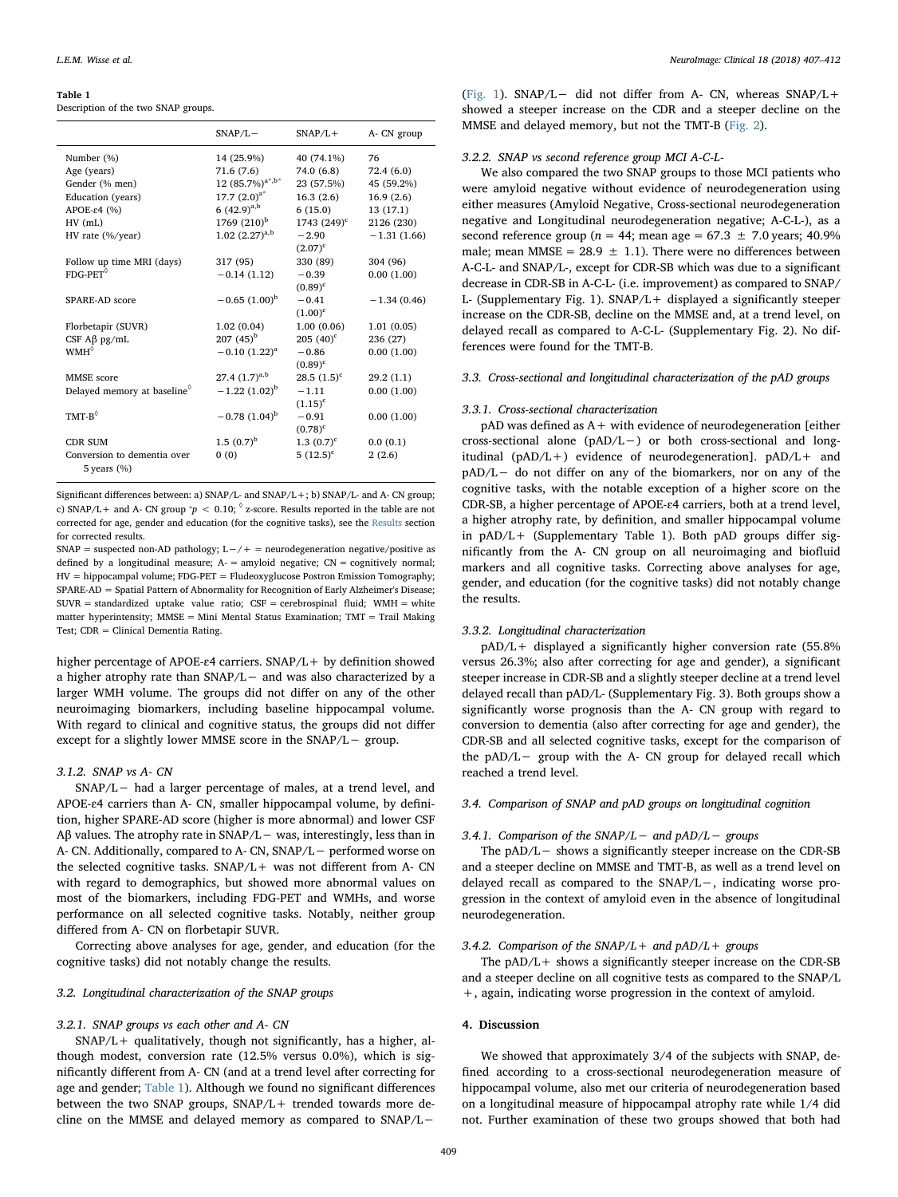**Table 1**
Description of the two SNAP groups.

| | SNAP/L− | SNAP/L+ | A- CN group |
|---|---|---|---|
| Number (%) | 14 (25.9%) | 40 (74.1%) | 76 |
| Age (years) | 71.6 (7.6) | 74.0 (6.8) | 72.4 (6.0) |
| Gender (% men) | 12 (85.7%)[a*,b*] | 23 (57.5%) | 45 (59.2%) |
| Education (years) | 17.7 (2.0)[a*] | 16.3 (2.6) | 16.9 (2.6) |
| APOE-ε4 (%) | 6 (42.9)[a,b] | 6 (15.0) | 13 (17.1) |
| HV (mL) | 1769 (210)[b] | 1743 (249)[c] | 2126 (230) |
| HV rate (%/year) | 1.02 (2.27)[a,b] | −2.90 (2.07)[c] | −1.31 (1.66) |
| Follow up time MRI (days) | 317 (95) | 330 (89) | 304 (96) |
| FDG-PET[◊] | −0.14 (1.12) | −0.39 (0.89)[c] | 0.00 (1.00) |
| SPARE-AD score | −0.65 (1.00)[b] | −0.41 (1.00)[c] | −1.34 (0.46) |
| Florbetapir (SUVR) | 1.02 (0.04) | 1.00 (0.06) | 1.01 (0.05) |
| CSF Aβ pg/mL | 207 (45)[b] | 205 (40)[c] | 236 (27) |
| WMH[◊] | −0.10 (1.22)[a] | −0.86 (0.89)[c] | 0.00 (1.00) |
| MMSE score | 27.4 (1.7)[a,b] | 28.5 (1.5)[c] | 29.2 (1.1) |
| Delayed memory at baseline[◊] | −1.22 (1.02)[b] | −1.11 (1.15)[c] | 0.00 (1.00) |
| TMT-B[◊] | −0.78 (1.04)[b] | −0.91 (0.78)[c] | 0.00 (1.00) |
| CDR SUM | 1.5 (0.7)[b] | 1.3 (0.7)[c] | 0.0 (0.1) |
| Conversion to dementia over 5 years (%) | 0 (0) | 5 (12.5)[c] | 2 (2.6) |

Significant differences between: a) SNAP/L- and SNAP/L+; b) SNAP/L- and A- CN group; c) SNAP/L+ and A- CN group *$p < 0.10$; ◊ z-score. Results reported in the table are not corrected for age, gender and education (for the cognitive tasks), see the Results section for corrected results.

SNAP = suspected non-AD pathology; L−/+ = neurodegeneration negative/positive as defined by a longitudinal measure; A- = amyloid negative; CN = cognitively normal; HV = hippocampal volume; FDG-PET = Fludeoxyglucose Postron Emission Tomography; SPARE-AD = Spatial Pattern of Abnormality for Recognition of Early Alzheimer's Disease; SUVR = standardized uptake value ratio; CSF = cerebrospinal fluid; WMH = white matter hyperintensity; MMSE = Mini Mental Status Examination; TMT = Trail Making Test; CDR = Clinical Dementia Rating.

higher percentage of APOE-ε4 carriers. SNAP/L+ by definition showed a higher atrophy rate than SNAP/L− and was also characterized by a larger WMH volume. The groups did not differ on any of the other neuroimaging biomarkers, including baseline hippocampal volume. With regard to clinical and cognitive status, the groups did not differ except for a slightly lower MMSE score in the SNAP/L− group.

#### 3.1.2. SNAP vs A- CN

SNAP/L− had a larger percentage of males, at a trend level, and APOE-ε4 carriers than A- CN, smaller hippocampal volume, by definition, higher SPARE-AD score (higher is more abnormal) and lower CSF Aβ values. The atrophy rate in SNAP/L− was, interestingly, less than in A- CN. Additionally, compared to A- CN, SNAP/L− performed worse on the selected cognitive tasks. SNAP/L+ was not different from A- CN with regard to demographics, but showed more abnormal values on most of the biomarkers, including FDG-PET and WMHs, and worse performance on all selected cognitive tasks. Notably, neither group differed from A- CN on florbetapir SUVR.

Correcting above analyses for age, gender, and education (for the cognitive tasks) did not notably change the results.

### 3.2. Longitudinal characterization of the SNAP groups

#### 3.2.1. SNAP groups vs each other and A- CN

SNAP/L+ qualitatively, though not significantly, has a higher, although modest, conversion rate (12.5% versus 0.0%), which is significantly different from A- CN (and at a trend level after correcting for age and gender; Table 1). Although we found no significant differences between the two SNAP groups, SNAP/L+ trended towards more decline on the MMSE and delayed memory as compared to SNAP/L− (Fig. 1). SNAP/L− did not differ from A- CN, whereas SNAP/L+ showed a steeper increase on the CDR and a steeper decline on the MMSE and delayed memory, but not the TMT-B (Fig. 2).

#### 3.2.2. SNAP vs second reference group MCI A-C-L-

We also compared the two SNAP groups to those MCI patients who were amyloid negative without evidence of neurodegeneration using either measures (Amyloid Negative, Cross-sectional neurodegeneration negative and Longitudinal neurodegeneration negative; A-C-L-), as a second reference group ($n = 44$; mean age = 67.3 ± 7.0 years; 40.9% male; mean MMSE = 28.9 ± 1.1). There were no differences between A-C-L- and SNAP/L-, except for CDR-SB which was due to a significant decrease in CDR-SB in A-C-L- (i.e. improvement) as compared to SNAP/L- (Supplementary Fig. 1). SNAP/L+ displayed a significantly steeper increase on the CDR-SB, decline on the MMSE and, at a trend level, on delayed recall as compared to A-C-L- (Supplementary Fig. 2). No differences were found for the TMT-B.

### 3.3. Cross-sectional and longitudinal characterization of the pAD groups

#### 3.3.1. Cross-sectional characterization

pAD was defined as A+ with evidence of neurodegeneration [either cross-sectional alone (pAD/L−) or both cross-sectional and longitudinal (pAD/L+) evidence of neurodegeneration]. pAD/L+ and pAD/L− do not differ on any of the biomarkers, nor on any of the cognitive tasks, with the notable exception of a higher score on the CDR-SB, a higher percentage of APOE-ε4 carriers, both at a trend level, a higher atrophy rate, by definition, and smaller hippocampal volume in pAD/L+ (Supplementary Table 1). Both pAD groups differ significantly from the A- CN group on all neuroimaging and biofluid markers and all cognitive tasks. Correcting above analyses for age, gender, and education (for the cognitive tasks) did not notably change the results.

#### 3.3.2. Longitudinal characterization

pAD/L+ displayed a significantly higher conversion rate (55.8% versus 26.3%; also after correcting for age and gender), a significant steeper increase in CDR-SB and a slightly steeper decline at a trend level delayed recall than pAD/L- (Supplementary Fig. 3). Both groups show a significantly worse prognosis than the A- CN group with regard to conversion to dementia (also after correcting for age and gender), the CDR-SB and all selected cognitive tasks, except for the comparison of the pAD/L− group with the A- CN group for delayed recall which reached a trend level.

### 3.4. Comparison of SNAP and pAD groups on longitudinal cognition

#### 3.4.1. Comparison of the SNAP/L− and pAD/L− groups

The pAD/L− shows a significantly steeper increase on the CDR-SB and a steeper decline on MMSE and TMT-B, as well as a trend level on delayed recall as compared to the SNAP/L−, indicating worse progression in the context of amyloid even in the absence of longitudinal neurodegeneration.

#### 3.4.2. Comparison of the SNAP/L+ and pAD/L+ groups

The pAD/L+ shows a significantly steeper increase on the CDR-SB and a steeper decline on all cognitive tests as compared to the SNAP/L+, again, indicating worse progression in the context of amyloid.

## 4. Discussion

We showed that approximately 3/4 of the subjects with SNAP, defined according to a cross-sectional neurodegeneration measure of hippocampal volume, also met our criteria of neurodegeneration based on a longitudinal measure of hippocampal atrophy rate while 1/4 did not. Further examination of these two groups showed that both had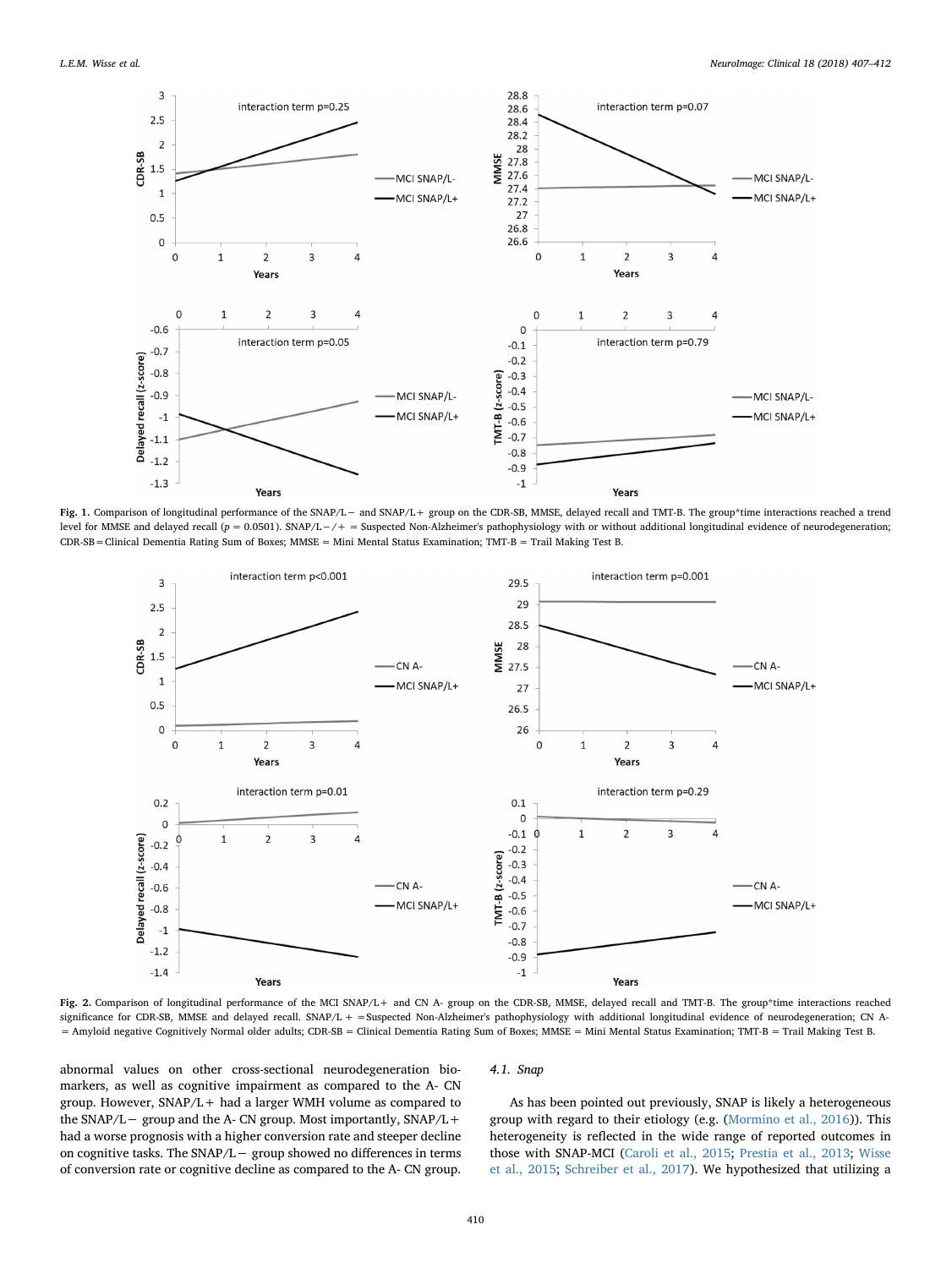**Fig. 1.** Comparison of longitudinal performance of the SNAP/L− and SNAP/L+ group on the CDR-SB, MMSE, delayed recall and TMT-B. The group*time interactions reached a trend level for MMSE and delayed recall ($p = 0.0501$). SNAP/L−/+ = Suspected Non-Alzheimer's pathophysiology with or without additional longitudinal evidence of neurodegeneration; CDR-SB = Clinical Dementia Rating Sum of Boxes; MMSE = Mini Mental Status Examination; TMT-B = Trail Making Test B.

**Fig. 2.** Comparison of longitudinal performance of the MCI SNAP/L+ and CN A- group on the CDR-SB, MMSE, delayed recall and TMT-B. The group*time interactions reached significance for CDR-SB, MMSE and delayed recall. SNAP/L+ = Suspected Non-Alzheimer's pathophysiology with additional longitudinal evidence of neurodegeneration; CN A- = Amyloid negative Cognitively Normal older adults; CDR-SB = Clinical Dementia Rating Sum of Boxes; MMSE = Mini Mental Status Examination; TMT-B = Trail Making Test B.

abnormal values on other cross-sectional neurodegeneration biomarkers, as well as cognitive impairment as compared to the A- CN group. However, SNAP/L+ had a larger WMH volume as compared to the SNAP/L− group and the A- CN group. Most importantly, SNAP/L+ had a worse prognosis with a higher conversion rate and steeper decline on cognitive tasks. The SNAP/L− group showed no differences in terms of conversion rate or cognitive decline as compared to the A- CN group.

### 4.1. Snap

As has been pointed out previously, SNAP is likely a heterogeneous group with regard to their etiology (e.g. (Mormino et al., 2016)). This heterogeneity is reflected in the wide range of reported outcomes in those with SNAP-MCI (Caroli et al., 2015; Prestia et al., 2013; Wisse et al., 2015; Schreiber et al., 2017). We hypothesized that utilizing a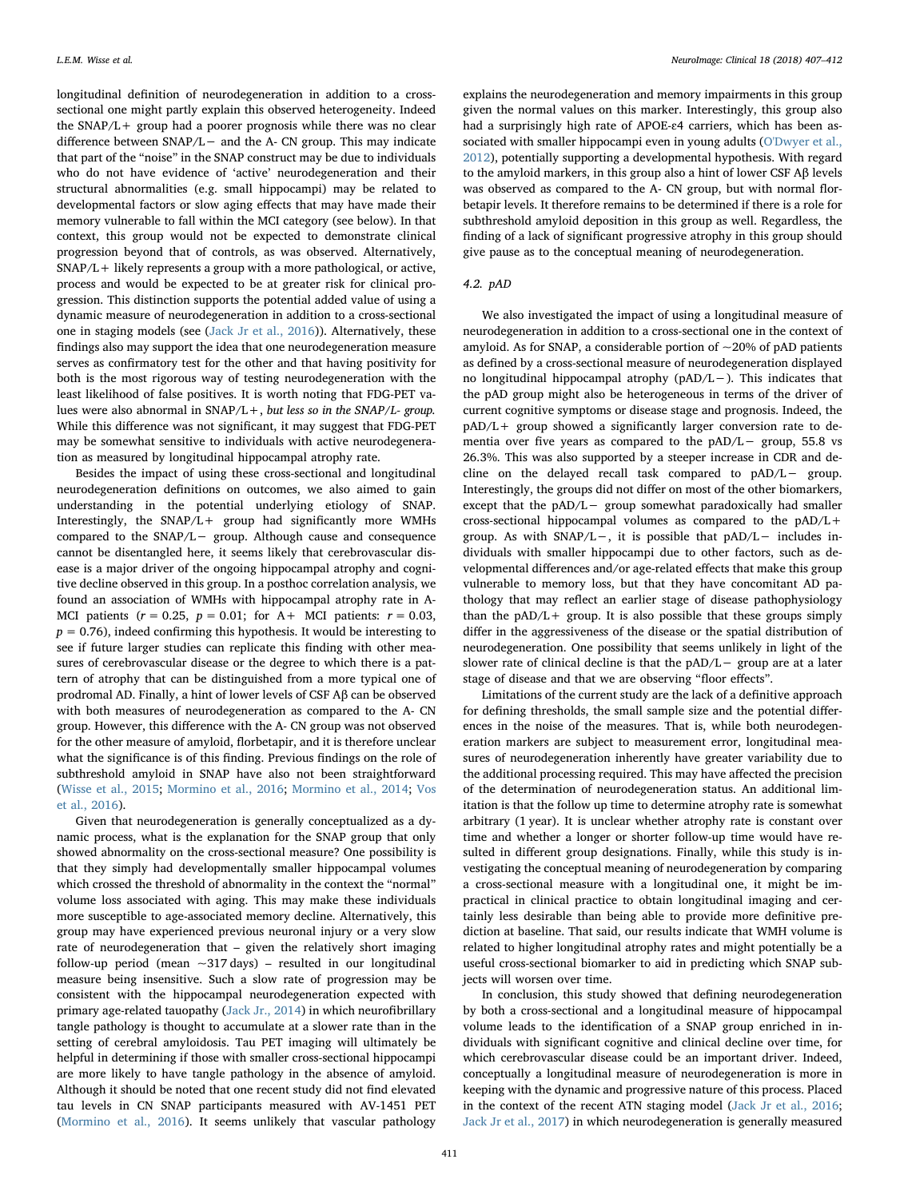longitudinal definition of neurodegeneration in addition to a cross-sectional one might partly explain this observed heterogeneity. Indeed the SNAP/L+ group had a poorer prognosis while there was no clear difference between SNAP/L− and the A- CN group. This may indicate that part of the "noise" in the SNAP construct may be due to individuals who do not have evidence of 'active' neurodegeneration and their structural abnormalities (e.g. small hippocampi) may be related to developmental factors or slow aging effects that may have made their memory vulnerable to fall within the MCI category (see below). In that context, this group would not be expected to demonstrate clinical progression beyond that of controls, as was observed. Alternatively, SNAP/L+ likely represents a group with a more pathological, or active, process and would be expected to be at greater risk for clinical progression. This distinction supports the potential added value of using a dynamic measure of neurodegeneration in addition to a cross-sectional one in staging models (see (Jack Jr et al., 2016)). Alternatively, these findings also may support the idea that one neurodegeneration measure serves as confirmatory test for the other and that having positivity for both is the most rigorous way of testing neurodegeneration with the least likelihood of false positives. It is worth noting that FDG-PET values were also abnormal in SNAP/L+, *but less so in the SNAP/L- group.* While this difference was not significant, it may suggest that FDG-PET may be somewhat sensitive to individuals with active neurodegeneration as measured by longitudinal hippocampal atrophy rate.

Besides the impact of using these cross-sectional and longitudinal neurodegeneration definitions on outcomes, we also aimed to gain understanding in the potential underlying etiology of SNAP. Interestingly, the SNAP/L+ group had significantly more WMHs compared to the SNAP/L− group. Although cause and consequence cannot be disentangled here, it seems likely that cerebrovascular disease is a major driver of the ongoing hippocampal atrophy and cognitive decline observed in this group. In a posthoc correlation analysis, we found an association of WMHs with hippocampal atrophy rate in A- MCI patients ($r = 0.25$, $p = 0.01$; for A+ MCI patients: $r = 0.03$, $p = 0.76$), indeed confirming this hypothesis. It would be interesting to see if future larger studies can replicate this finding with other measures of cerebrovascular disease or the degree to which there is a pattern of atrophy that can be distinguished from a more typical one of prodromal AD. Finally, a hint of lower levels of CSF Aβ can be observed with both measures of neurodegeneration as compared to the A- CN group. However, this difference with the A- CN group was not observed for the other measure of amyloid, florbetapir, and it is therefore unclear what the significance is of this finding. Previous findings on the role of subthreshold amyloid in SNAP have also not been straightforward (Wisse et al., 2015; Mormino et al., 2016; Mormino et al., 2014; Vos et al., 2016).

Given that neurodegeneration is generally conceptualized as a dynamic process, what is the explanation for the SNAP group that only showed abnormality on the cross-sectional measure? One possibility is that they simply had developmentally smaller hippocampal volumes which crossed the threshold of abnormality in the context the "normal" volume loss associated with aging. This may make these individuals more susceptible to age-associated memory decline. Alternatively, this group may have experienced previous neuronal injury or a very slow rate of neurodegeneration that – given the relatively short imaging follow-up period (mean ~317 days) – resulted in our longitudinal measure being insensitive. Such a slow rate of progression may be consistent with the hippocampal neurodegeneration expected with primary age-related tauopathy (Jack Jr., 2014) in which neurofibrillary tangle pathology is thought to accumulate at a slower rate than in the setting of cerebral amyloidosis. Tau PET imaging will ultimately be helpful in determining if those with smaller cross-sectional hippocampi are more likely to have tangle pathology in the absence of amyloid. Although it should be noted that one recent study did not find elevated tau levels in CN SNAP participants measured with AV-1451 PET (Mormino et al., 2016). It seems unlikely that vascular pathology explains the neurodegeneration and memory impairments in this group given the normal values on this marker. Interestingly, this group also had a surprisingly high rate of APOE-ε4 carriers, which has been associated with smaller hippocampi even in young adults (O'Dwyer et al., 2012), potentially supporting a developmental hypothesis. With regard to the amyloid markers, in this group also a hint of lower CSF Aβ levels was observed as compared to the A- CN group, but with normal florbetapir levels. It therefore remains to be determined if there is a role for subthreshold amyloid deposition in this group as well. Regardless, the finding of a lack of significant progressive atrophy in this group should give pause as to the conceptual meaning of neurodegeneration.

### 4.2. pAD

We also investigated the impact of using a longitudinal measure of neurodegeneration in addition to a cross-sectional one in the context of amyloid. As for SNAP, a considerable portion of ~20% of pAD patients as defined by a cross-sectional measure of neurodegeneration displayed no longitudinal hippocampal atrophy (pAD/L−). This indicates that the pAD group might also be heterogeneous in terms of the driver of current cognitive symptoms or disease stage and prognosis. Indeed, the pAD/L+ group showed a significantly larger conversion rate to dementia over five years as compared to the pAD/L− group, 55.8 vs 26.3%. This was also supported by a steeper increase in CDR and decline on the delayed recall task compared to pAD/L− group. Interestingly, the groups did not differ on most of the other biomarkers, except that the pAD/L− group somewhat paradoxically had smaller cross-sectional hippocampal volumes as compared to the pAD/L+ group. As with SNAP/L−, it is possible that pAD/L− includes individuals with smaller hippocampi due to other factors, such as developmental differences and/or age-related effects that make this group vulnerable to memory loss, but that they have concomitant AD pathology that may reflect an earlier stage of disease pathophysiology than the pAD/L+ group. It is also possible that these groups simply differ in the aggressiveness of the disease or the spatial distribution of neurodegeneration. One possibility that seems unlikely in light of the slower rate of clinical decline is that the pAD/L− group are at a later stage of disease and that we are observing "floor effects".

Limitations of the current study are the lack of a definitive approach for defining thresholds, the small sample size and the potential differences in the noise of the measures. That is, while both neurodegeneration markers are subject to measurement error, longitudinal measures of neurodegeneration inherently have greater variability due to the additional processing required. This may have affected the precision of the determination of neurodegeneration status. An additional limitation is that the follow up time to determine atrophy rate is somewhat arbitrary (1 year). It is unclear whether atrophy rate is constant over time and whether a longer or shorter follow-up time would have resulted in different group designations. Finally, while this study is investigating the conceptual meaning of neurodegeneration by comparing a cross-sectional measure with a longitudinal one, it might be impractical in clinical practice to obtain longitudinal imaging and certainly less desirable than being able to provide more definitive prediction at baseline. That said, our results indicate that WMH volume is related to higher longitudinal atrophy rates and might potentially be a useful cross-sectional biomarker to aid in predicting which SNAP subjects will worsen over time.

In conclusion, this study showed that defining neurodegeneration by both a cross-sectional and a longitudinal measure of hippocampal volume leads to the identification of a SNAP group enriched in individuals with significant cognitive and clinical decline over time, for which cerebrovascular disease could be an important driver. Indeed, conceptually a longitudinal measure of neurodegeneration is more in keeping with the dynamic and progressive nature of this process. Placed in the context of the recent ATN staging model (Jack Jr et al., 2016; Jack Jr et al., 2017) in which neurodegeneration is generally measured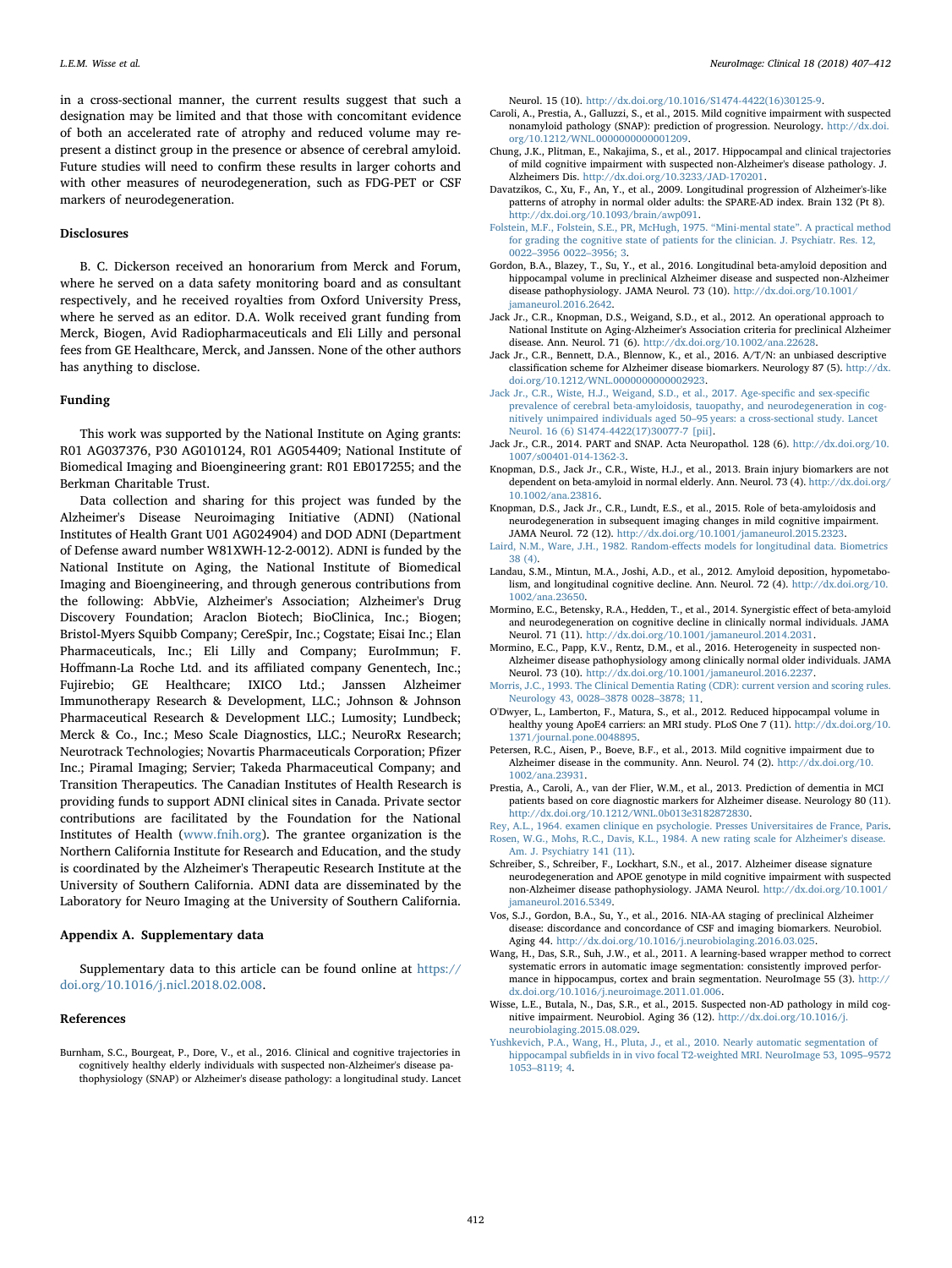in a cross-sectional manner, the current results suggest that such a designation may be limited and that those with concomitant evidence of both an accelerated rate of atrophy and reduced volume may represent a distinct group in the presence or absence of cerebral amyloid. Future studies will need to confirm these results in larger cohorts and with other measures of neurodegeneration, such as FDG-PET or CSF markers of neurodegeneration.

## Disclosures

B. C. Dickerson received an honorarium from Merck and Forum, where he served on a data safety monitoring board and as consultant respectively, and he received royalties from Oxford University Press, where he served as an editor. D.A. Wolk received grant funding from Merck, Biogen, Avid Radiopharmaceuticals and Eli Lilly and personal fees from GE Healthcare, Merck, and Janssen. None of the other authors has anything to disclose.

## Funding

This work was supported by the National Institute on Aging grants: R01 AG037376, P30 AG010124, R01 AG054409; National Institute of Biomedical Imaging and Bioengineering grant: R01 EB017255; and the Berkman Charitable Trust.

Data collection and sharing for this project was funded by the Alzheimer's Disease Neuroimaging Initiative (ADNI) (National Institutes of Health Grant U01 AG024904) and DOD ADNI (Department of Defense award number W81XWH-12-2-0012). ADNI is funded by the National Institute on Aging, the National Institute of Biomedical Imaging and Bioengineering, and through generous contributions from the following: AbbVie, Alzheimer's Association; Alzheimer's Drug Discovery Foundation; Araclon Biotech; BioClinica, Inc.; Biogen; Bristol-Myers Squibb Company; CereSpir, Inc.; Cogstate; Eisai Inc.; Elan Pharmaceuticals, Inc.; Eli Lilly and Company; EuroImmun; F. Hoffmann-La Roche Ltd. and its affiliated company Genentech, Inc.; Fujirebio; GE Healthcare; IXICO Ltd.; Janssen Alzheimer Immunotherapy Research & Development, LLC.; Johnson & Johnson Pharmaceutical Research & Development LLC.; Lumosity; Lundbeck; Merck & Co., Inc.; Meso Scale Diagnostics, LLC.; NeuroRx Research; Neurotrack Technologies; Novartis Pharmaceuticals Corporation; Pfizer Inc.; Piramal Imaging; Servier; Takeda Pharmaceutical Company; and Transition Therapeutics. The Canadian Institutes of Health Research is providing funds to support ADNI clinical sites in Canada. Private sector contributions are facilitated by the Foundation for the National Institutes of Health (www.fnih.org). The grantee organization is the Northern California Institute for Research and Education, and the study is coordinated by the Alzheimer's Therapeutic Research Institute at the University of Southern California. ADNI data are disseminated by the Laboratory for Neuro Imaging at the University of Southern California.

## Appendix A. Supplementary data

Supplementary data to this article can be found online at https://doi.org/10.1016/j.nicl.2018.02.008.

## References

Burnham, S.C., Bourgeat, P., Dore, V., et al., 2016. Clinical and cognitive trajectories in cognitively healthy elderly individuals with suspected non-Alzheimer's disease pathophysiology (SNAP) or Alzheimer's disease pathology: a longitudinal study. Lancet Neurol. 15 (10). http://dx.doi.org/10.1016/S1474-4422(16)30125-9.

Caroli, A., Prestia, A., Galluzzi, S., et al., 2015. Mild cognitive impairment with suspected nonamyloid pathology (SNAP): prediction of progression. Neurology. http://dx.doi.org/10.1212/WNL.0000000000001209.

Chung, J.K., Plitman, E., Nakajima, S., et al., 2017. Hippocampal and clinical trajectories of mild cognitive impairment with suspected non-Alzheimer's disease pathology. J. Alzheimers Dis. http://dx.doi.org/10.3233/JAD-170201.

Davatzikos, C., Xu, F., An, Y., et al., 2009. Longitudinal progression of Alzheimer's-like patterns of atrophy in normal older adults: the SPARE-AD index. Brain 132 (Pt 8). http://dx.doi.org/10.1093/brain/awp091.

Folstein, M.F., Folstein, S.E., PR, McHugh, 1975. "Mini-mental state". A practical method for grading the cognitive state of patients for the clinician. J. Psychiatr. Res. 12, 0022–3956 0022–3956; 3.

Gordon, B.A., Blazey, T., Su, Y., et al., 2016. Longitudinal beta-amyloid deposition and hippocampal volume in preclinical Alzheimer disease and suspected non-Alzheimer disease pathophysiology. JAMA Neurol. 73 (10). http://dx.doi.org/10.1001/jamaneurol.2016.2642.

Jack Jr., C.R., Knopman, D.S., Weigand, S.D., et al., 2012. An operational approach to National Institute on Aging-Alzheimer's Association criteria for preclinical Alzheimer disease. Ann. Neurol. 71 (6). http://dx.doi.org/10.1002/ana.22628.

Jack Jr., C.R., Bennett, D.A., Blennow, K., et al., 2016. A/T/N: an unbiased descriptive classification scheme for Alzheimer disease biomarkers. Neurology 87 (5). http://dx.doi.org/10.1212/WNL.0000000000002923.

Jack Jr., C.R., Wiste, H.J., Weigand, S.D., et al., 2017. Age-specific and sex-specific prevalence of cerebral beta-amyloidosis, tauopathy, and neurodegeneration in cognitively unimpaired individuals aged 50–95 years: a cross-sectional study. Lancet Neurol. 16 (6) S1474-4422(17)30077-7 [pii].

Jack Jr., C.R., 2014. PART and SNAP. Acta Neuropathol. 128 (6). http://dx.doi.org/10.1007/s00401-014-1362-3.

Knopman, D.S., Jack Jr., C.R., Wiste, H.J., et al., 2013. Brain injury biomarkers are not dependent on beta-amyloid in normal elderly. Ann. Neurol. 73 (4). http://dx.doi.org/10.1002/ana.23816.

Knopman, D.S., Jack Jr., C.R., Lundt, E.S., et al., 2015. Role of beta-amyloidosis and neurodegeneration in subsequent imaging changes in mild cognitive impairment. JAMA Neurol. 72 (12). http://dx.doi.org/10.1001/jamaneurol.2015.2323.

Laird, N.M., Ware, J.H., 1982. Random-effects models for longitudinal data. Biometrics 38 (4).

Landau, S.M., Mintun, M.A., Joshi, A.D., et al., 2012. Amyloid deposition, hypometabolism, and longitudinal cognitive decline. Ann. Neurol. 72 (4). http://dx.doi.org/10.1002/ana.23650.

Mormino, E.C., Betensky, R.A., Hedden, T., et al., 2014. Synergistic effect of beta-amyloid and neurodegeneration on cognitive decline in clinically normal individuals. JAMA Neurol. 71 (11). http://dx.doi.org/10.1001/jamaneurol.2014.2031.

Mormino, E.C., Papp, K.V., Rentz, D.M., et al., 2016. Heterogeneity in suspected non-Alzheimer disease pathophysiology among clinically normal older individuals. JAMA Neurol. 73 (10). http://dx.doi.org/10.1001/jamaneurol.2016.2237.

Morris, J.C., 1993. The Clinical Dementia Rating (CDR): current version and scoring rules. Neurology 43, 0028–3878 0028–3878; 11.

O'Dwyer, L., Lamberton, F., Matura, S., et al., 2012. Reduced hippocampal volume in healthy young ApoE4 carriers: an MRI study. PLoS One 7 (11). http://dx.doi.org/10.1371/journal.pone.0048895.

Petersen, R.C., Aisen, P., Boeve, B.F., et al., 2013. Mild cognitive impairment due to Alzheimer disease in the community. Ann. Neurol. 74 (2). http://dx.doi.org/10.1002/ana.23931.

Prestia, A., Caroli, A., van der Flier, W.M., et al., 2013. Prediction of dementia in MCI patients based on core diagnostic markers for Alzheimer disease. Neurology 80 (11). http://dx.doi.org/10.1212/WNL.0b013e3182872830.

Rey, A.L., 1964. examen clinique en psychologie. Presses Universitaires de France, Paris.

Rosen, W.G., Mohs, R.C., Davis, K.L., 1984. A new rating scale for Alzheimer's disease. Am. J. Psychiatry 141 (11).

Schreiber, S., Schreiber, F., Lockhart, S.N., et al., 2017. Alzheimer disease signature neurodegeneration and APOE genotype in mild cognitive impairment with suspected non-Alzheimer disease pathophysiology. JAMA Neurol. http://dx.doi.org/10.1001/jamaneurol.2016.5349.

Vos, S.J., Gordon, B.A., Su, Y., et al., 2016. NIA-AA staging of preclinical Alzheimer disease: discordance and concordance of CSF and imaging biomarkers. Neurobiol. Aging 44. http://dx.doi.org/10.1016/j.neurobiolaging.2016.03.025.

Wang, H., Das, S.R., Suh, J.W., et al., 2011. A learning-based wrapper method to correct systematic errors in automatic image segmentation: consistently improved performance in hippocampus, cortex and brain segmentation. NeuroImage 55 (3). http://dx.doi.org/10.1016/j.neuroimage.2011.01.006.

Wisse, L.E., Butala, N., Das, S.R., et al., 2015. Suspected non-AD pathology in mild cognitive impairment. Neurobiol. Aging 36 (12). http://dx.doi.org/10.1016/j.neurobiolaging.2015.08.029.

Yushkevich, P.A., Wang, H., Pluta, J., et al., 2010. Nearly automatic segmentation of hippocampal subfields in in vivo focal T2-weighted MRI. NeuroImage 53, 1095–9572 1053–8119; 4.